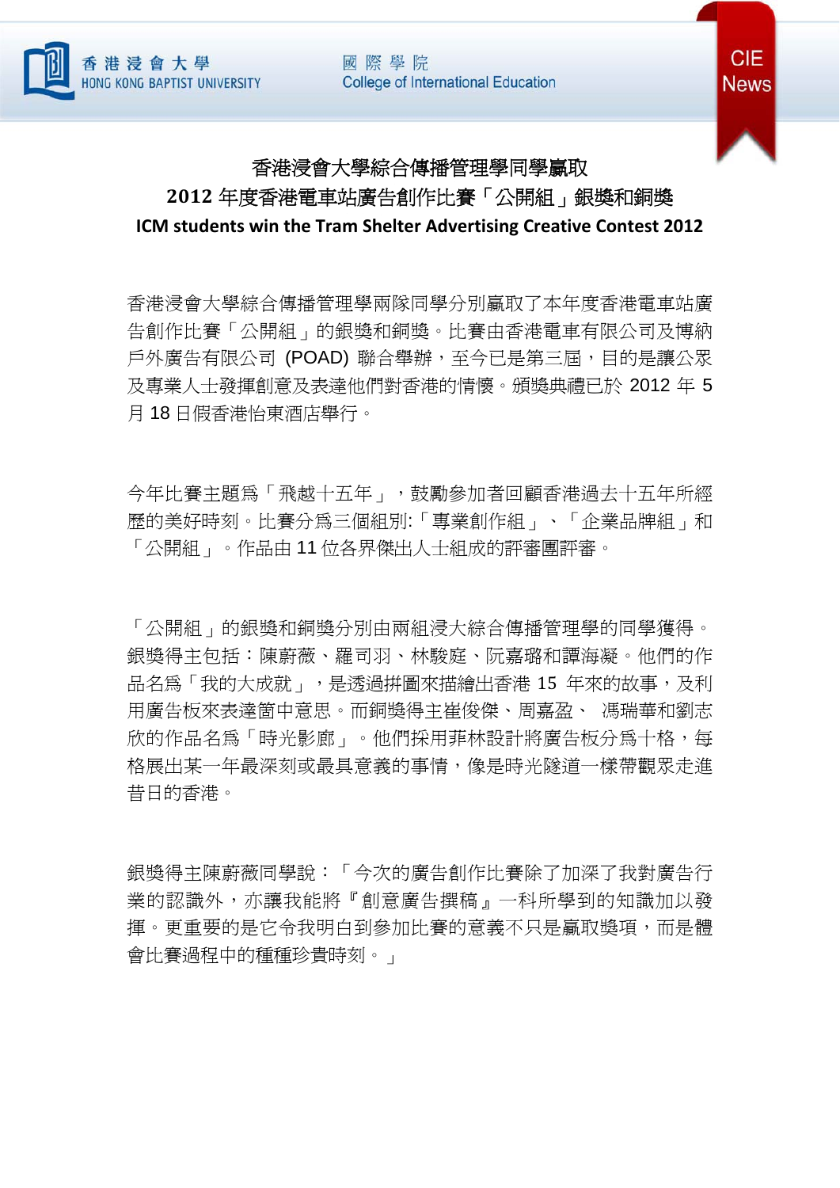# 香港浸會大學綜合傳播管理學同學贏取
# 2012 年度香港電車站廣告創作比賽「公開組」銀獎和銅獎
# ICM students win the Tram Shelter Advertising Creative Contest 2012

香港浸會大學綜合傳播管理學兩隊同學分別贏取了本年度香港電車站廣告創作比賽「公開組」的銀獎和銅獎。比賽由香港電車有限公司及博納戶外廣告有限公司 (POAD) 聯合舉辦，至今已是第三屆，目的是讓公眾及專業人士發揮創意及表達他們對香港的情懷。頒獎典禮已於 2012 年 5 月 18 日假香港怡東酒店舉行。

今年比賽主題爲「飛越十五年」，鼓勵參加者回顧香港過去十五年所經歷的美好時刻。比賽分爲三個組別:「專業創作組」、「企業品牌組」和「公開組」。作品由 11 位各界傑出人士組成的評審團評審。

「公開組」的銀獎和銅獎分別由兩組浸大綜合傳播管理學的同學獲得。銀獎得主包括：陳蔚薇、羅司羽、林駿庭、阮嘉璐和譚海凝。他們的作品名爲「我的大成就」，是透過拼圖來描繪出香港 15 年來的故事，及利用廣告板來表達箇中意思。而銅獎得主崔俊傑、周嘉盈、 馮瑞華和劉志欣的作品名爲「時光影廊」。他們採用菲林設計將廣告板分爲十格，每格展出某一年最深刻或最具意義的事情，像是時光隧道一樣帶觀眾走進昔日的香港。

銀獎得主陳蔚薇同學說：「今次的廣告創作比賽除了加深了我對廣告行業的認識外，亦讓我能將『創意廣告撰稿』一科所學到的知識加以發揮。更重要的是它令我明白到參加比賽的意義不只是贏取獎項，而是體會比賽過程中的種種珍貴時刻。」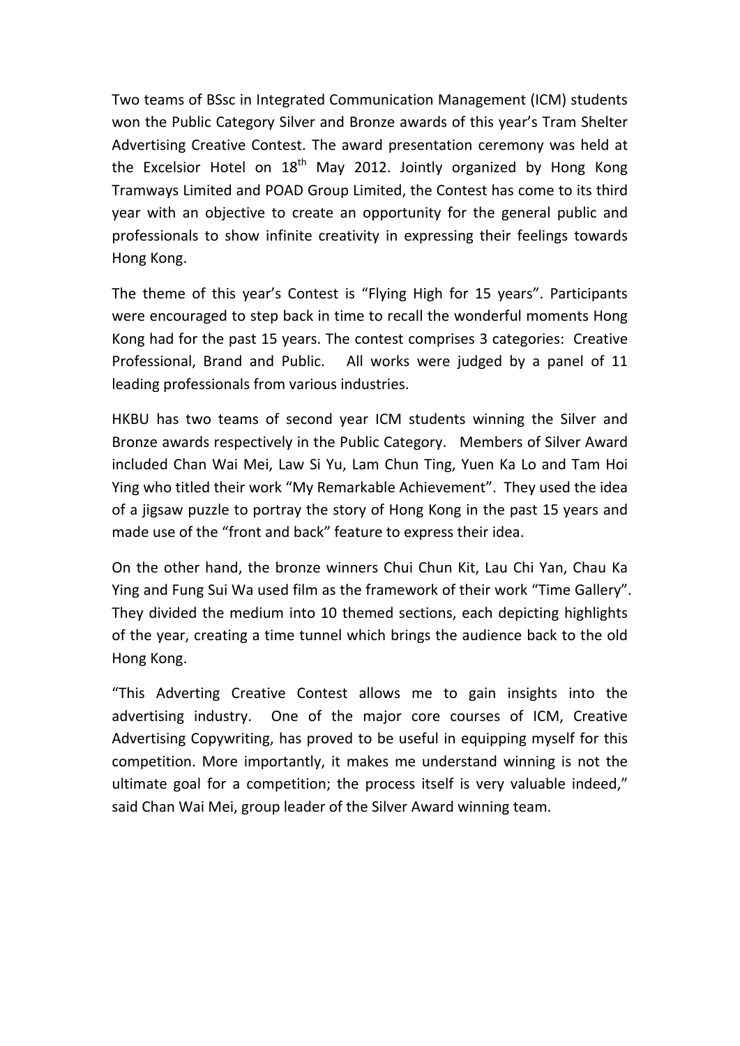Two teams of BSsc in Integrated Communication Management (ICM) students won the Public Category Silver and Bronze awards of this year's Tram Shelter Advertising Creative Contest. The award presentation ceremony was held at the Excelsior Hotel on 18th May 2012. Jointly organized by Hong Kong Tramways Limited and POAD Group Limited, the Contest has come to its third year with an objective to create an opportunity for the general public and professionals to show infinite creativity in expressing their feelings towards Hong Kong.

The theme of this year's Contest is "Flying High for 15 years". Participants were encouraged to step back in time to recall the wonderful moments Hong Kong had for the past 15 years. The contest comprises 3 categories: Creative Professional, Brand and Public. All works were judged by a panel of 11 leading professionals from various industries.

HKBU has two teams of second year ICM students winning the Silver and Bronze awards respectively in the Public Category. Members of Silver Award included Chan Wai Mei, Law Si Yu, Lam Chun Ting, Yuen Ka Lo and Tam Hoi Ying who titled their work "My Remarkable Achievement". They used the idea of a jigsaw puzzle to portray the story of Hong Kong in the past 15 years and made use of the "front and back" feature to express their idea.

On the other hand, the bronze winners Chui Chun Kit, Lau Chi Yan, Chau Ka Ying and Fung Sui Wa used film as the framework of their work "Time Gallery". They divided the medium into 10 themed sections, each depicting highlights of the year, creating a time tunnel which brings the audience back to the old Hong Kong.

"This Adverting Creative Contest allows me to gain insights into the advertising industry. One of the major core courses of ICM, Creative Advertising Copywriting, has proved to be useful in equipping myself for this competition. More importantly, it makes me understand winning is not the ultimate goal for a competition; the process itself is very valuable indeed," said Chan Wai Mei, group leader of the Silver Award winning team.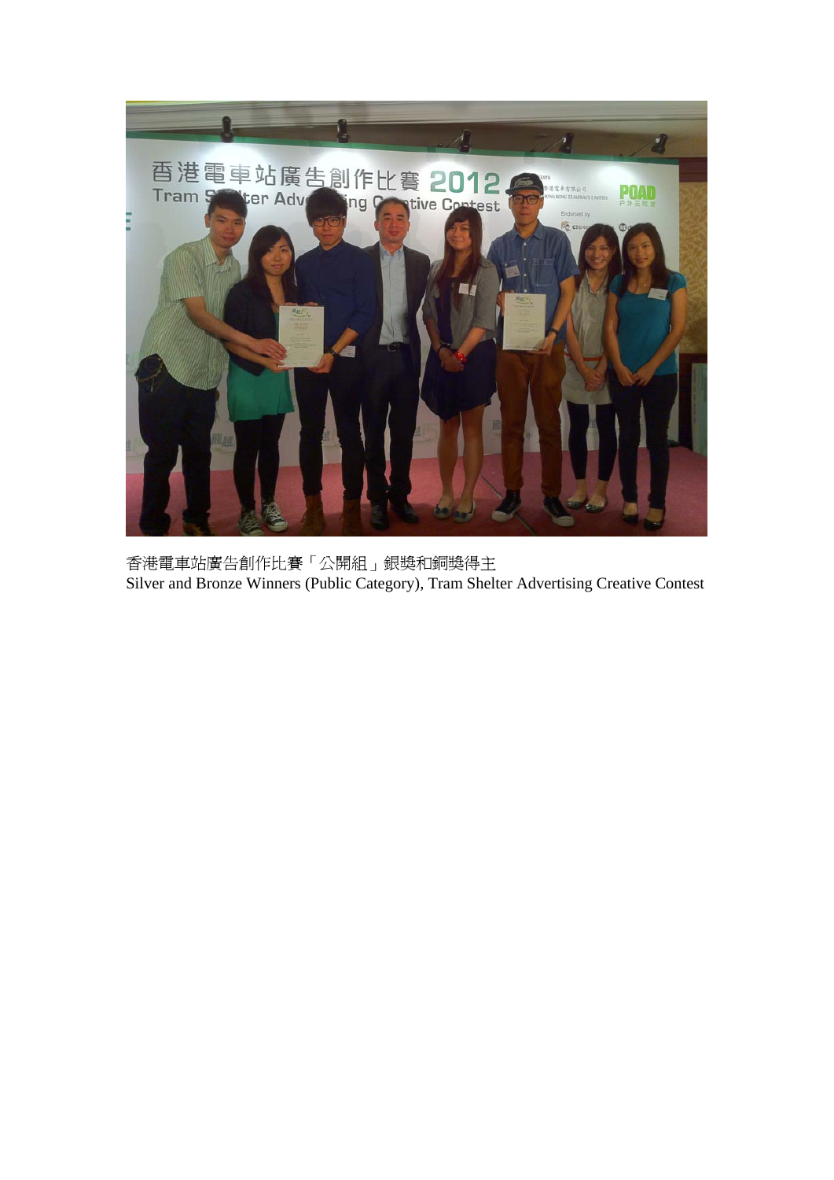香港電車站廣告創作比賽「公開組」銀獎和銅獎得主
Silver and Bronze Winners (Public Category), Tram Shelter Advertising Creative Contest